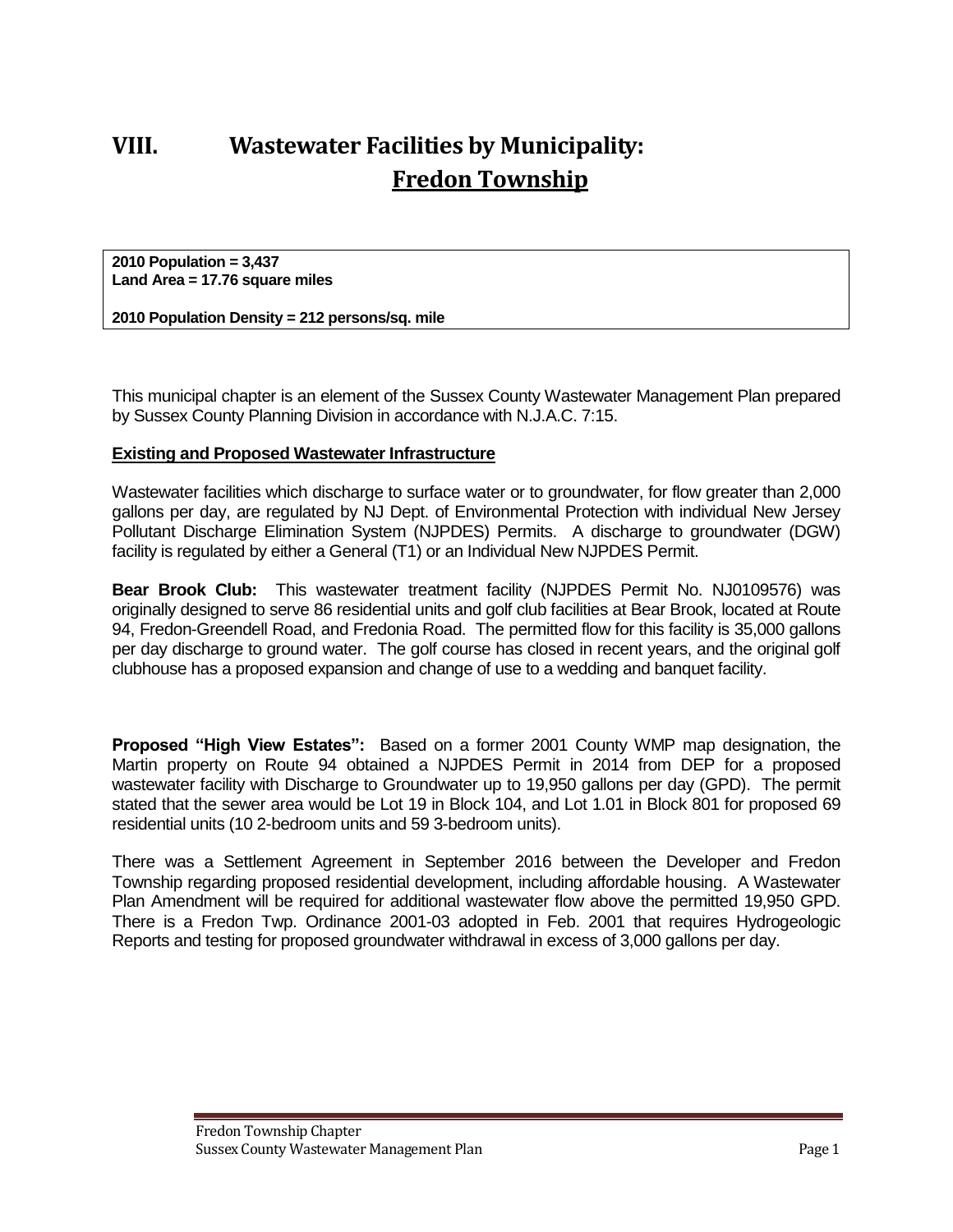# VIII. Wastewater Facilities by Municipality: Fredon Township

**2010 Population = 3,437**
**Land Area = 17.76 square miles**

**2010 Population Density = 212 persons/sq. mile**

This municipal chapter is an element of the Sussex County Wastewater Management Plan prepared by Sussex County Planning Division in accordance with N.J.A.C. 7:15.

## Existing and Proposed Wastewater Infrastructure

Wastewater facilities which discharge to surface water or to groundwater, for flow greater than 2,000 gallons per day, are regulated by NJ Dept. of Environmental Protection with individual New Jersey Pollutant Discharge Elimination System (NJPDES) Permits. A discharge to groundwater (DGW) facility is regulated by either a General (T1) or an Individual New NJPDES Permit.

**Bear Brook Club:** This wastewater treatment facility (NJPDES Permit No. NJ0109576) was originally designed to serve 86 residential units and golf club facilities at Bear Brook, located at Route 94, Fredon-Greendell Road, and Fredonia Road. The permitted flow for this facility is 35,000 gallons per day discharge to ground water. The golf course has closed in recent years, and the original golf clubhouse has a proposed expansion and change of use to a wedding and banquet facility.

**Proposed "High View Estates":** Based on a former 2001 County WMP map designation, the Martin property on Route 94 obtained a NJPDES Permit in 2014 from DEP for a proposed wastewater facility with Discharge to Groundwater up to 19,950 gallons per day (GPD). The permit stated that the sewer area would be Lot 19 in Block 104, and Lot 1.01 in Block 801 for proposed 69 residential units (10 2-bedroom units and 59 3-bedroom units).

There was a Settlement Agreement in September 2016 between the Developer and Fredon Township regarding proposed residential development, including affordable housing. A Wastewater Plan Amendment will be required for additional wastewater flow above the permitted 19,950 GPD. There is a Fredon Twp. Ordinance 2001-03 adopted in Feb. 2001 that requires Hydrogeologic Reports and testing for proposed groundwater withdrawal in excess of 3,000 gallons per day.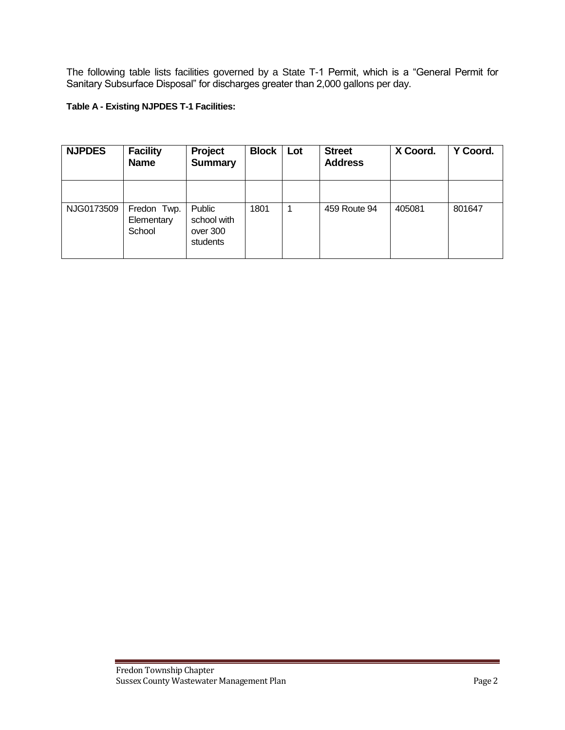The following table lists facilities governed by a State T-1 Permit, which is a “General Permit for Sanitary Subsurface Disposal” for discharges greater than 2,000 gallons per day.

**Table A - Existing NJPDES T-1 Facilities:**

| NJPDES | Facility Name | Project Summary | Block | Lot | Street Address | X Coord. | Y Coord. |
|---|---|---|---|---|---|---|---|
| | | | | | | | |
| NJG0173509 | Fredon Twp. Elementary School | Public school with over 300 students | 1801 | 1 | 459 Route 94 | 405081 | 801647 |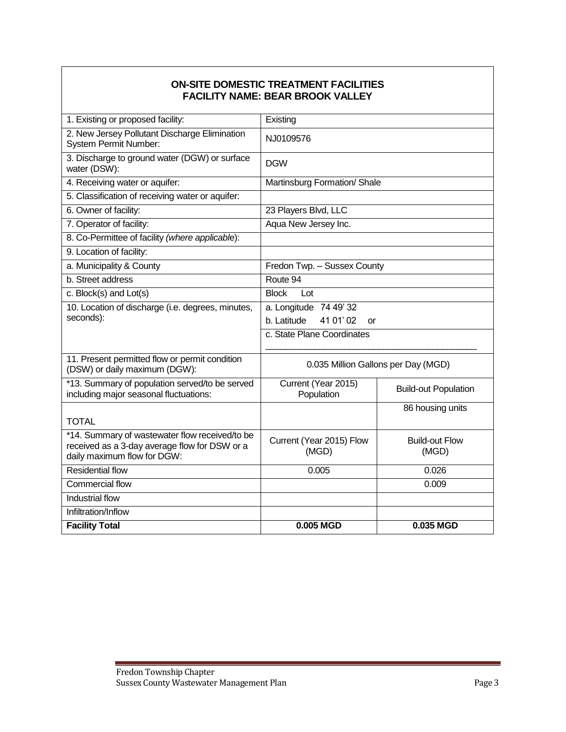| **ON-SITE DOMESTIC TREATMENT FACILITIES**<br>**FACILITY NAME: BEAR BROOK VALLEY** | | |
|---|---|---|
| 1. Existing or proposed facility: | Existing | |
| 2. New Jersey Pollutant Discharge Elimination System Permit Number: | NJ0109576 | |
| 3. Discharge to ground water (DGW) or surface water (DSW): | DGW | |
| 4. Receiving water or aquifer: | Martinsburg Formation/ Shale | |
| 5. Classification of receiving water or aquifer: | | |
| 6. Owner of facility: | 23 Players Blvd, LLC | |
| 7. Operator of facility: | Aqua New Jersey Inc. | |
| 8. Co-Permittee of facility *(where applicable)*: | | |
| 9. Location of facility: | | |
| a. Municipality & County | Fredon Twp. – Sussex County | |
| b. Street address | Route 94 | |
| c. Block(s) and Lot(s) | Block Lot | |
| 10. Location of discharge (i.e. degrees, minutes, seconds): | a. Longitude 74 49' 32<br>b. Latitude 41 01' 02 or | |
| | c. State Plane Coordinates<br>_______________________________ | |
| 11. Present permitted flow or permit condition (DSW) or daily maximum (DGW): | 0.035 Million Gallons per Day (MGD) | |
| *13. Summary of population served/to be served including major seasonal fluctuations: | Current (Year 2015) Population | Build-out Population |
| TOTAL | | 86 housing units |
| *14. Summary of wastewater flow received/to be received as a 3-day average flow for DSW or a daily maximum flow for DGW: | Current (Year 2015) Flow (MGD) | Build-out Flow (MGD) |
| Residential flow | 0.005 | 0.026 |
| Commercial flow | | 0.009 |
| Industrial flow | | |
| Infiltration/Inflow | | |
| **Facility Total** | **0.005 MGD** | **0.035 MGD** |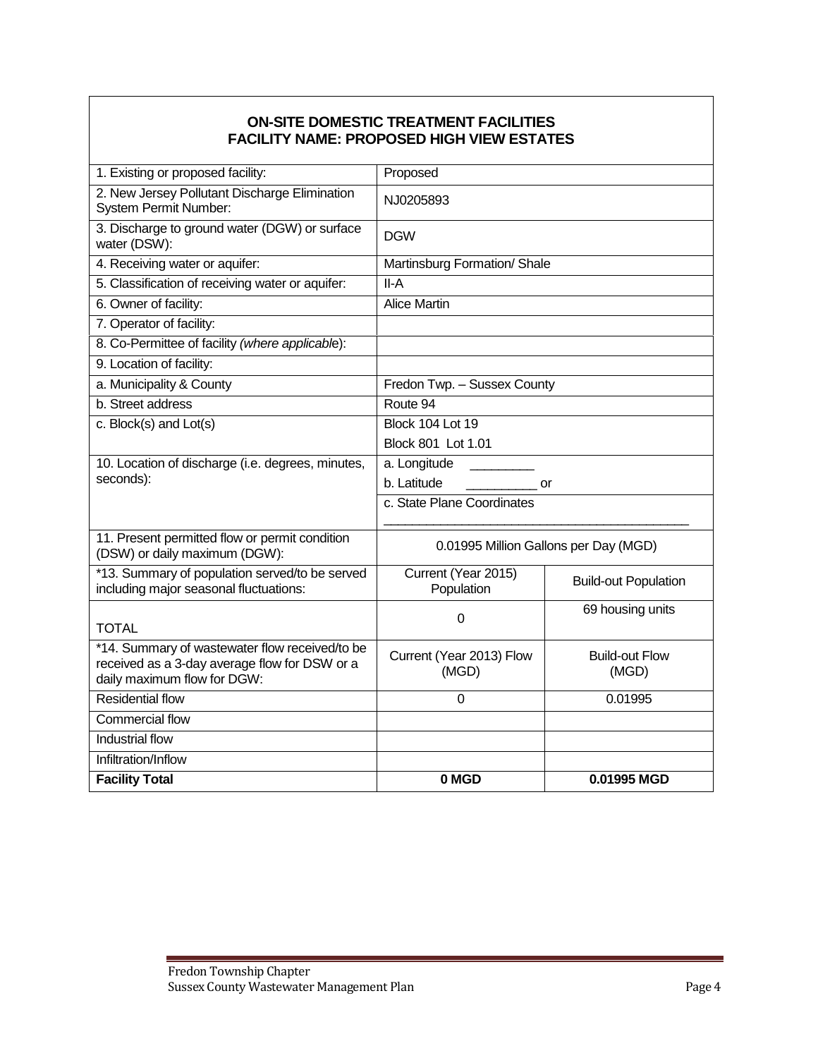**ON-SITE DOMESTIC TREATMENT FACILITIES**
**FACILITY NAME: PROPOSED HIGH VIEW ESTATES**

| | | |
|---|---|---|
| 1. Existing or proposed facility: | Proposed | |
| 2. New Jersey Pollutant Discharge Elimination System Permit Number: | NJ0205893 | |
| 3. Discharge to ground water (DGW) or surface water (DSW): | DGW | |
| 4. Receiving water or aquifer: | Martinsburg Formation/ Shale | |
| 5. Classification of receiving water or aquifer: | II-A | |
| 6. Owner of facility: | Alice Martin | |
| 7. Operator of facility: | | |
| 8. Co-Permittee of facility *(where applicable*): | | |
| 9. Location of facility: | | |
| a. Municipality & County | Fredon Twp. – Sussex County | |
| b. Street address | Route 94 | |
| c. Block(s) and Lot(s) | Block 104 Lot 19<br>Block 801 Lot 1.01 | |
| 10. Location of discharge (i.e. degrees, minutes, seconds): | a. Longitude _________<br>b. Latitude __________ or<br>c. State Plane Coordinates<br>____________________________________________ | |
| 11. Present permitted flow or permit condition (DSW) or daily maximum (DGW): | 0.01995 Million Gallons per Day (MGD) | |
| *13. Summary of population served/to be served including major seasonal fluctuations: | Current (Year 2015) Population | Build-out Population |
| TOTAL | 0 | 69 housing units |
| *14. Summary of wastewater flow received/to be received as a 3-day average flow for DSW or a daily maximum flow for DGW: | Current (Year 2013) Flow (MGD) | Build-out Flow (MGD) |
| Residential flow | 0 | 0.01995 |
| Commercial flow | | |
| Industrial flow | | |
| Infiltration/Inflow | | |
| **Facility Total** | **0 MGD** | **0.01995 MGD** |